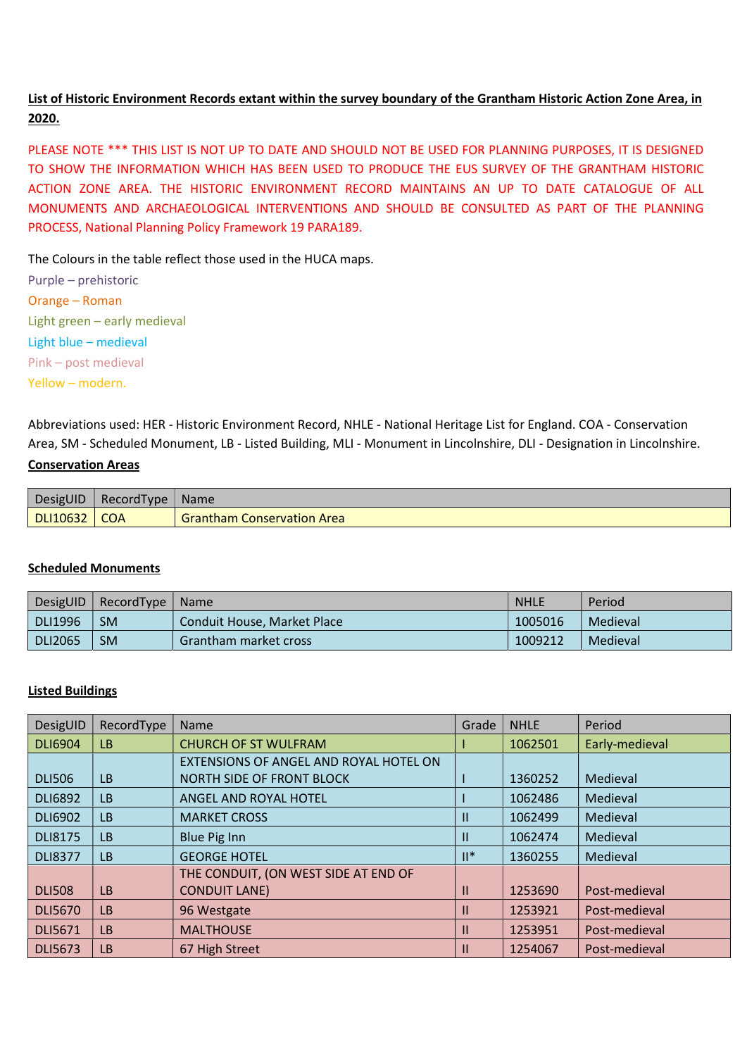**List of Historic Environment Records extant within the survey boundary of the Grantham Historic Action Zone Area, in 2020.**

PLEASE NOTE *** THIS LIST IS NOT UP TO DATE AND SHOULD NOT BE USED FOR PLANNING PURPOSES, IT IS DESIGNED TO SHOW THE INFORMATION WHICH HAS BEEN USED TO PRODUCE THE EUS SURVEY OF THE GRANTHAM HISTORIC ACTION ZONE AREA. THE HISTORIC ENVIRONMENT RECORD MAINTAINS AN UP TO DATE CATALOGUE OF ALL MONUMENTS AND ARCHAEOLOGICAL INTERVENTIONS AND SHOULD BE CONSULTED AS PART OF THE PLANNING PROCESS, National Planning Policy Framework 19 PARA189.

The Colours in the table reflect those used in the HUCA maps.

Purple – prehistoric
Orange – Roman
Light green – early medieval
Light blue – medieval
Pink – post medieval
Yellow – modern.

Abbreviations used: HER - Historic Environment Record, NHLE - National Heritage List for England. COA - Conservation Area, SM - Scheduled Monument, LB - Listed Building, MLI - Monument in Lincolnshire, DLI - Designation in Lincolnshire.

**Conservation Areas**

| DesigUID | RecordType | Name |
|---|---|---|
| DLI10632 | COA | Grantham Conservation Area |

**Scheduled Monuments**

| DesigUID | RecordType | Name | NHLE | Period |
|---|---|---|---|---|
| DLI1996 | SM | Conduit House, Market Place | 1005016 | Medieval |
| DLI2065 | SM | Grantham market cross | 1009212 | Medieval |

**Listed Buildings**

| DesigUID | RecordType | Name | Grade | NHLE | Period |
|---|---|---|---|---|---|
| DLI6904 | LB | CHURCH OF ST WULFRAM | I | 1062501 | Early-medieval |
| DLI506 | LB | EXTENSIONS OF ANGEL AND ROYAL HOTEL ON NORTH SIDE OF FRONT BLOCK | I | 1360252 | Medieval |
| DLI6892 | LB | ANGEL AND ROYAL HOTEL | I | 1062486 | Medieval |
| DLI6902 | LB | MARKET CROSS | II | 1062499 | Medieval |
| DLI8175 | LB | Blue Pig Inn | II | 1062474 | Medieval |
| DLI8377 | LB | GEORGE HOTEL | II* | 1360255 | Medieval |
| DLI508 | LB | THE CONDUIT, (ON WEST SIDE AT END OF CONDUIT LANE) | II | 1253690 | Post-medieval |
| DLI5670 | LB | 96 Westgate | II | 1253921 | Post-medieval |
| DLI5671 | LB | MALTHOUSE | II | 1253951 | Post-medieval |
| DLI5673 | LB | 67 High Street | II | 1254067 | Post-medieval |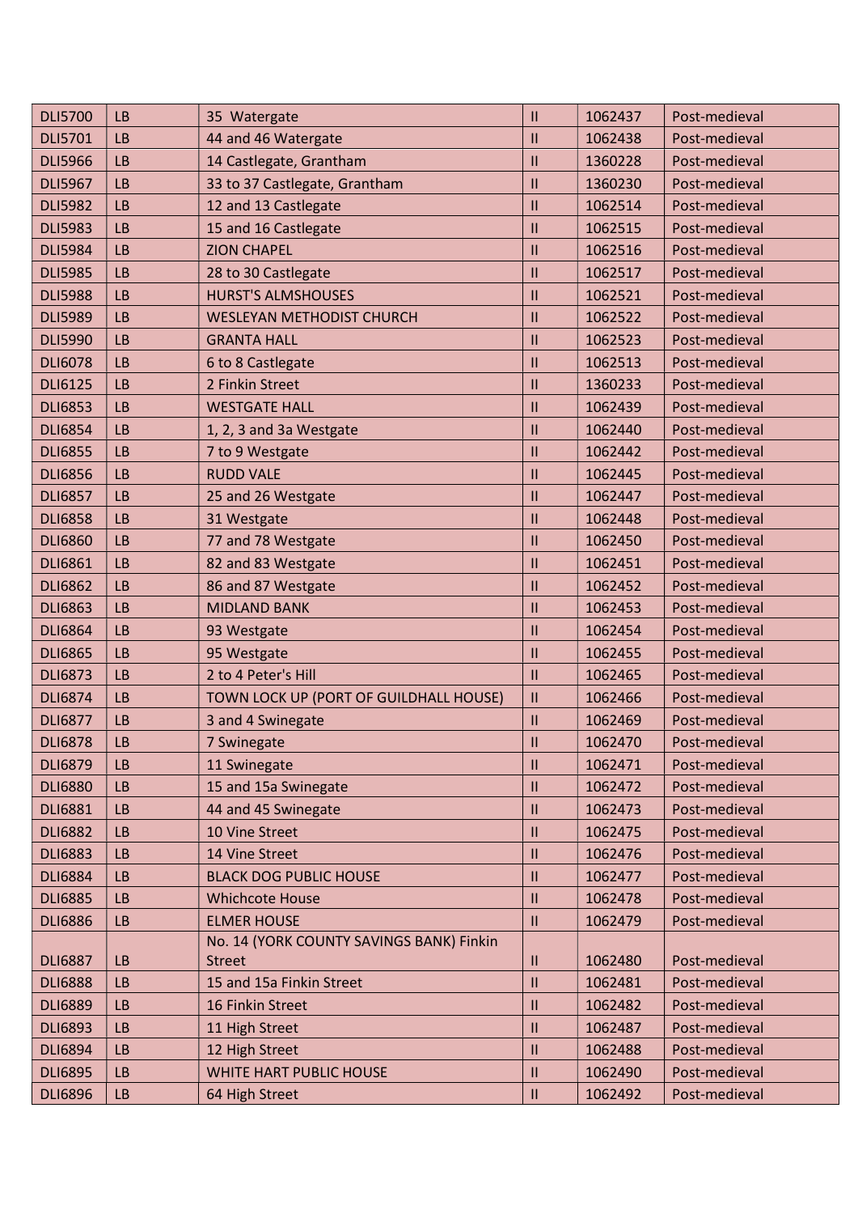| DLI5700 | LB | 35 Watergate | II | 1062437 | Post-medieval |
|---|---|---|---|---|---|
| DLI5701 | LB | 44 and 46 Watergate | II | 1062438 | Post-medieval |
| DLI5966 | LB | 14 Castlegate, Grantham | II | 1360228 | Post-medieval |
| DLI5967 | LB | 33 to 37 Castlegate, Grantham | II | 1360230 | Post-medieval |
| DLI5982 | LB | 12 and 13 Castlegate | II | 1062514 | Post-medieval |
| DLI5983 | LB | 15 and 16 Castlegate | II | 1062515 | Post-medieval |
| DLI5984 | LB | ZION CHAPEL | II | 1062516 | Post-medieval |
| DLI5985 | LB | 28 to 30 Castlegate | II | 1062517 | Post-medieval |
| DLI5988 | LB | HURST'S ALMSHOUSES | II | 1062521 | Post-medieval |
| DLI5989 | LB | WESLEYAN METHODIST CHURCH | II | 1062522 | Post-medieval |
| DLI5990 | LB | GRANTA HALL | II | 1062523 | Post-medieval |
| DLI6078 | LB | 6 to 8 Castlegate | II | 1062513 | Post-medieval |
| DLI6125 | LB | 2 Finkin Street | II | 1360233 | Post-medieval |
| DLI6853 | LB | WESTGATE HALL | II | 1062439 | Post-medieval |
| DLI6854 | LB | 1, 2, 3 and 3a Westgate | II | 1062440 | Post-medieval |
| DLI6855 | LB | 7 to 9 Westgate | II | 1062442 | Post-medieval |
| DLI6856 | LB | RUDD VALE | II | 1062445 | Post-medieval |
| DLI6857 | LB | 25 and 26 Westgate | II | 1062447 | Post-medieval |
| DLI6858 | LB | 31 Westgate | II | 1062448 | Post-medieval |
| DLI6860 | LB | 77 and 78 Westgate | II | 1062450 | Post-medieval |
| DLI6861 | LB | 82 and 83 Westgate | II | 1062451 | Post-medieval |
| DLI6862 | LB | 86 and 87 Westgate | II | 1062452 | Post-medieval |
| DLI6863 | LB | MIDLAND BANK | II | 1062453 | Post-medieval |
| DLI6864 | LB | 93 Westgate | II | 1062454 | Post-medieval |
| DLI6865 | LB | 95 Westgate | II | 1062455 | Post-medieval |
| DLI6873 | LB | 2 to 4 Peter's Hill | II | 1062465 | Post-medieval |
| DLI6874 | LB | TOWN LOCK UP (PORT OF GUILDHALL HOUSE) | II | 1062466 | Post-medieval |
| DLI6877 | LB | 3 and 4 Swinegate | II | 1062469 | Post-medieval |
| DLI6878 | LB | 7 Swinegate | II | 1062470 | Post-medieval |
| DLI6879 | LB | 11 Swinegate | II | 1062471 | Post-medieval |
| DLI6880 | LB | 15 and 15a Swinegate | II | 1062472 | Post-medieval |
| DLI6881 | LB | 44 and 45 Swinegate | II | 1062473 | Post-medieval |
| DLI6882 | LB | 10 Vine Street | II | 1062475 | Post-medieval |
| DLI6883 | LB | 14 Vine Street | II | 1062476 | Post-medieval |
| DLI6884 | LB | BLACK DOG PUBLIC HOUSE | II | 1062477 | Post-medieval |
| DLI6885 | LB | Whichcote House | II | 1062478 | Post-medieval |
| DLI6886 | LB | ELMER HOUSE | II | 1062479 | Post-medieval |
| DLI6887 | LB | No. 14 (YORK COUNTY SAVINGS BANK) Finkin Street | II | 1062480 | Post-medieval |
| DLI6888 | LB | 15 and 15a Finkin Street | II | 1062481 | Post-medieval |
| DLI6889 | LB | 16 Finkin Street | II | 1062482 | Post-medieval |
| DLI6893 | LB | 11 High Street | II | 1062487 | Post-medieval |
| DLI6894 | LB | 12 High Street | II | 1062488 | Post-medieval |
| DLI6895 | LB | WHITE HART PUBLIC HOUSE | II | 1062490 | Post-medieval |
| DLI6896 | LB | 64 High Street | II | 1062492 | Post-medieval |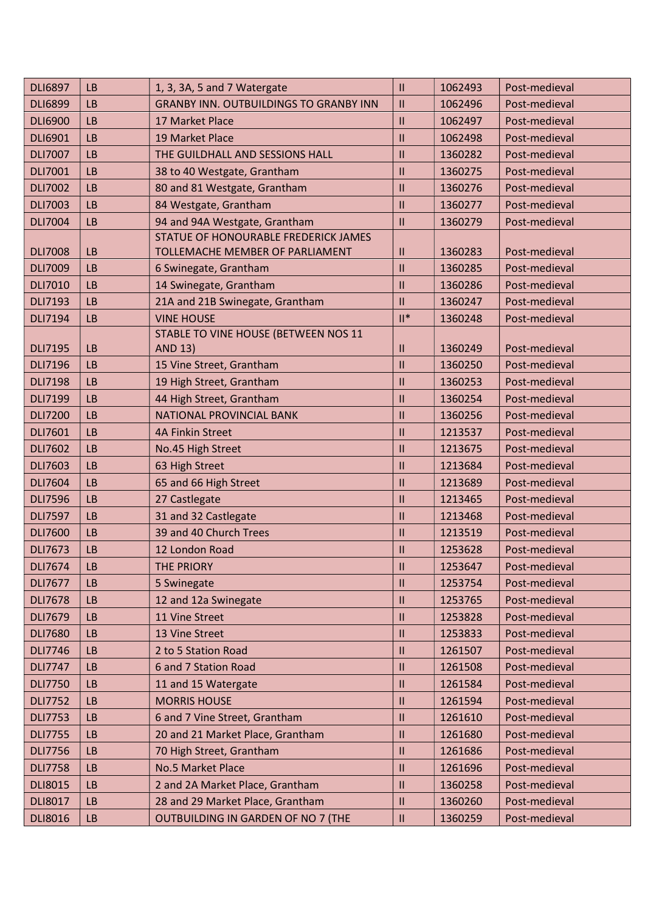| DLI6897 | LB | 1, 3, 3A, 5 and 7 Watergate | II | 1062493 | Post-medieval |
|---|---|---|---|---|---|
| DLI6899 | LB | GRANBY INN. OUTBUILDINGS TO GRANBY INN | II | 1062496 | Post-medieval |
| DLI6900 | LB | 17 Market Place | II | 1062497 | Post-medieval |
| DLI6901 | LB | 19 Market Place | II | 1062498 | Post-medieval |
| DLI7007 | LB | THE GUILDHALL AND SESSIONS HALL | II | 1360282 | Post-medieval |
| DLI7001 | LB | 38 to 40 Westgate, Grantham | II | 1360275 | Post-medieval |
| DLI7002 | LB | 80 and 81 Westgate, Grantham | II | 1360276 | Post-medieval |
| DLI7003 | LB | 84 Westgate, Grantham | II | 1360277 | Post-medieval |
| DLI7004 | LB | 94 and 94A Westgate, Grantham | II | 1360279 | Post-medieval |
| DLI7008 | LB | STATUE OF HONOURABLE FREDERICK JAMES TOLLEMACHE MEMBER OF PARLIAMENT | II | 1360283 | Post-medieval |
| DLI7009 | LB | 6 Swinegate, Grantham | II | 1360285 | Post-medieval |
| DLI7010 | LB | 14 Swinegate, Grantham | II | 1360286 | Post-medieval |
| DLI7193 | LB | 21A and 21B Swinegate, Grantham | II | 1360247 | Post-medieval |
| DLI7194 | LB | VINE HOUSE | II* | 1360248 | Post-medieval |
| DLI7195 | LB | STABLE TO VINE HOUSE (BETWEEN NOS 11 AND 13) | II | 1360249 | Post-medieval |
| DLI7196 | LB | 15 Vine Street, Grantham | II | 1360250 | Post-medieval |
| DLI7198 | LB | 19 High Street, Grantham | II | 1360253 | Post-medieval |
| DLI7199 | LB | 44 High Street, Grantham | II | 1360254 | Post-medieval |
| DLI7200 | LB | NATIONAL PROVINCIAL BANK | II | 1360256 | Post-medieval |
| DLI7601 | LB | 4A Finkin Street | II | 1213537 | Post-medieval |
| DLI7602 | LB | No.45 High Street | II | 1213675 | Post-medieval |
| DLI7603 | LB | 63 High Street | II | 1213684 | Post-medieval |
| DLI7604 | LB | 65 and 66 High Street | II | 1213689 | Post-medieval |
| DLI7596 | LB | 27 Castlegate | II | 1213465 | Post-medieval |
| DLI7597 | LB | 31 and 32 Castlegate | II | 1213468 | Post-medieval |
| DLI7600 | LB | 39 and 40 Church Trees | II | 1213519 | Post-medieval |
| DLI7673 | LB | 12 London Road | II | 1253628 | Post-medieval |
| DLI7674 | LB | THE PRIORY | II | 1253647 | Post-medieval |
| DLI7677 | LB | 5 Swinegate | II | 1253754 | Post-medieval |
| DLI7678 | LB | 12 and 12a Swinegate | II | 1253765 | Post-medieval |
| DLI7679 | LB | 11 Vine Street | II | 1253828 | Post-medieval |
| DLI7680 | LB | 13 Vine Street | II | 1253833 | Post-medieval |
| DLI7746 | LB | 2 to 5 Station Road | II | 1261507 | Post-medieval |
| DLI7747 | LB | 6 and 7 Station Road | II | 1261508 | Post-medieval |
| DLI7750 | LB | 11 and 15 Watergate | II | 1261584 | Post-medieval |
| DLI7752 | LB | MORRIS HOUSE | II | 1261594 | Post-medieval |
| DLI7753 | LB | 6 and 7 Vine Street, Grantham | II | 1261610 | Post-medieval |
| DLI7755 | LB | 20 and 21 Market Place, Grantham | II | 1261680 | Post-medieval |
| DLI7756 | LB | 70 High Street, Grantham | II | 1261686 | Post-medieval |
| DLI7758 | LB | No.5 Market Place | II | 1261696 | Post-medieval |
| DLI8015 | LB | 2 and 2A Market Place, Grantham | II | 1360258 | Post-medieval |
| DLI8017 | LB | 28 and 29 Market Place, Grantham | II | 1360260 | Post-medieval |
| DLI8016 | LB | OUTBUILDING IN GARDEN OF NO 7 (THE | II | 1360259 | Post-medieval |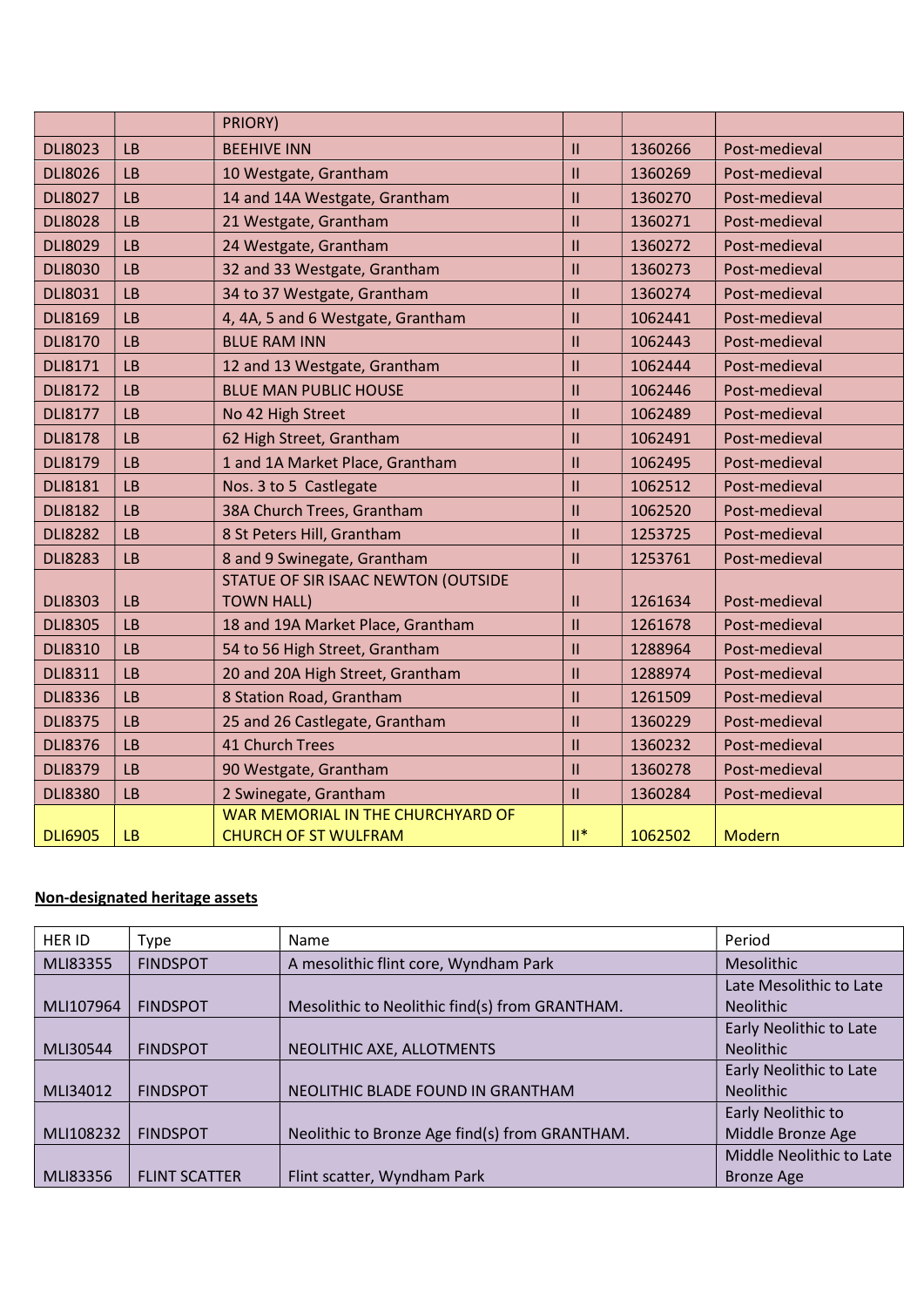| | | PRIORY) | | | |
|---|---|---|---|---|---|
| DLI8023 | LB | BEEHIVE INN | II | 1360266 | Post-medieval |
| DLI8026 | LB | 10 Westgate, Grantham | II | 1360269 | Post-medieval |
| DLI8027 | LB | 14 and 14A Westgate, Grantham | II | 1360270 | Post-medieval |
| DLI8028 | LB | 21 Westgate, Grantham | II | 1360271 | Post-medieval |
| DLI8029 | LB | 24 Westgate, Grantham | II | 1360272 | Post-medieval |
| DLI8030 | LB | 32 and 33 Westgate, Grantham | II | 1360273 | Post-medieval |
| DLI8031 | LB | 34 to 37 Westgate, Grantham | II | 1360274 | Post-medieval |
| DLI8169 | LB | 4, 4A, 5 and 6 Westgate, Grantham | II | 1062441 | Post-medieval |
| DLI8170 | LB | BLUE RAM INN | II | 1062443 | Post-medieval |
| DLI8171 | LB | 12 and 13 Westgate, Grantham | II | 1062444 | Post-medieval |
| DLI8172 | LB | BLUE MAN PUBLIC HOUSE | II | 1062446 | Post-medieval |
| DLI8177 | LB | No 42 High Street | II | 1062489 | Post-medieval |
| DLI8178 | LB | 62 High Street, Grantham | II | 1062491 | Post-medieval |
| DLI8179 | LB | 1 and 1A Market Place, Grantham | II | 1062495 | Post-medieval |
| DLI8181 | LB | Nos. 3 to 5 Castlegate | II | 1062512 | Post-medieval |
| DLI8182 | LB | 38A Church Trees, Grantham | II | 1062520 | Post-medieval |
| DLI8282 | LB | 8 St Peters Hill, Grantham | II | 1253725 | Post-medieval |
| DLI8283 | LB | 8 and 9 Swinegate, Grantham | II | 1253761 | Post-medieval |
| DLI8303 | LB | STATUE OF SIR ISAAC NEWTON (OUTSIDE TOWN HALL) | II | 1261634 | Post-medieval |
| DLI8305 | LB | 18 and 19A Market Place, Grantham | II | 1261678 | Post-medieval |
| DLI8310 | LB | 54 to 56 High Street, Grantham | II | 1288964 | Post-medieval |
| DLI8311 | LB | 20 and 20A High Street, Grantham | II | 1288974 | Post-medieval |
| DLI8336 | LB | 8 Station Road, Grantham | II | 1261509 | Post-medieval |
| DLI8375 | LB | 25 and 26 Castlegate, Grantham | II | 1360229 | Post-medieval |
| DLI8376 | LB | 41 Church Trees | II | 1360232 | Post-medieval |
| DLI8379 | LB | 90 Westgate, Grantham | II | 1360278 | Post-medieval |
| DLI8380 | LB | 2 Swinegate, Grantham | II | 1360284 | Post-medieval |
| DLI6905 | LB | WAR MEMORIAL IN THE CHURCHYARD OF CHURCH OF ST WULFRAM | II* | 1062502 | Modern |

**Non-designated heritage assets**

| HER ID | Type | Name | Period |
|---|---|---|---|
| MLI83355 | FINDSPOT | A mesolithic flint core, Wyndham Park | Mesolithic |
| MLI107964 | FINDSPOT | Mesolithic to Neolithic find(s) from GRANTHAM. | Late Mesolithic to Late Neolithic |
| MLI30544 | FINDSPOT | NEOLITHIC AXE, ALLOTMENTS | Early Neolithic to Late Neolithic |
| MLI34012 | FINDSPOT | NEOLITHIC BLADE FOUND IN GRANTHAM | Early Neolithic to Late Neolithic |
| MLI108232 | FINDSPOT | Neolithic to Bronze Age find(s) from GRANTHAM. | Early Neolithic to Middle Bronze Age |
| MLI83356 | FLINT SCATTER | Flint scatter, Wyndham Park | Middle Neolithic to Late Bronze Age |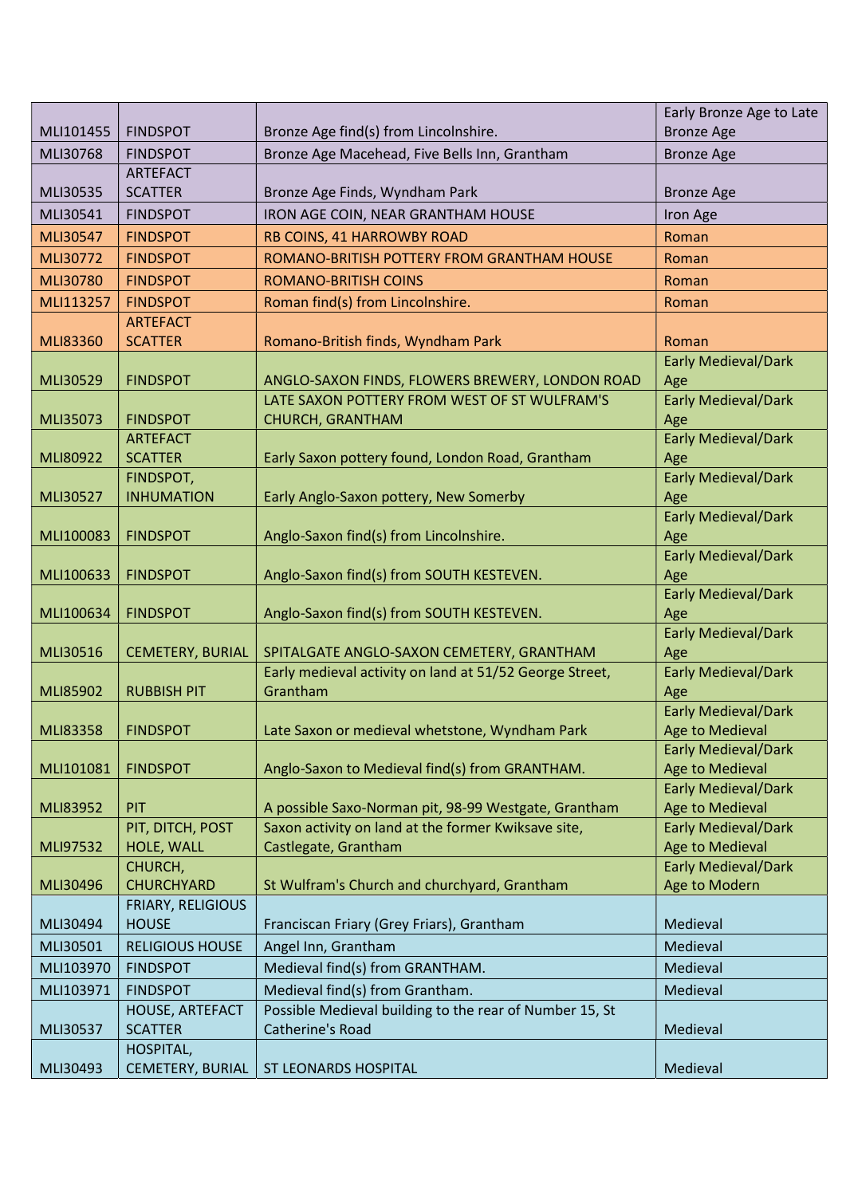| MLI101455 | FINDSPOT | Bronze Age find(s) from Lincolnshire. | Early Bronze Age to Late Bronze Age |
|---|---|---|---|
| MLI30768 | FINDSPOT | Bronze Age Macehead, Five Bells Inn, Grantham | Bronze Age |
| MLI30535 | ARTEFACT SCATTER | Bronze Age Finds, Wyndham Park | Bronze Age |
| MLI30541 | FINDSPOT | IRON AGE COIN, NEAR GRANTHAM HOUSE | Iron Age |
| MLI30547 | FINDSPOT | RB COINS, 41 HARROWBY ROAD | Roman |
| MLI30772 | FINDSPOT | ROMANO-BRITISH POTTERY FROM GRANTHAM HOUSE | Roman |
| MLI30780 | FINDSPOT | ROMANO-BRITISH COINS | Roman |
| MLI113257 | FINDSPOT | Roman find(s) from Lincolnshire. | Roman |
| MLI83360 | ARTEFACT SCATTER | Romano-British finds, Wyndham Park | Roman |
| MLI30529 | FINDSPOT | ANGLO-SAXON FINDS, FLOWERS BREWERY, LONDON ROAD | Early Medieval/Dark Age |
| MLI35073 | FINDSPOT | LATE SAXON POTTERY FROM WEST OF ST WULFRAM'S CHURCH, GRANTHAM | Early Medieval/Dark Age |
| MLI80922 | ARTEFACT SCATTER | Early Saxon pottery found, London Road, Grantham | Early Medieval/Dark Age |
| MLI30527 | FINDSPOT, INHUMATION | Early Anglo-Saxon pottery, New Somerby | Early Medieval/Dark Age |
| MLI100083 | FINDSPOT | Anglo-Saxon find(s) from Lincolnshire. | Early Medieval/Dark Age |
| MLI100633 | FINDSPOT | Anglo-Saxon find(s) from SOUTH KESTEVEN. | Early Medieval/Dark Age |
| MLI100634 | FINDSPOT | Anglo-Saxon find(s) from SOUTH KESTEVEN. | Early Medieval/Dark Age |
| MLI30516 | CEMETERY, BURIAL | SPITALGATE ANGLO-SAXON CEMETERY, GRANTHAM | Early Medieval/Dark Age |
| MLI85902 | RUBBISH PIT | Early medieval activity on land at 51/52 George Street, Grantham | Early Medieval/Dark Age |
| MLI83358 | FINDSPOT | Late Saxon or medieval whetstone, Wyndham Park | Early Medieval/Dark Age to Medieval |
| MLI101081 | FINDSPOT | Anglo-Saxon to Medieval find(s) from GRANTHAM. | Early Medieval/Dark Age to Medieval |
| MLI83952 | PIT | A possible Saxo-Norman pit, 98-99 Westgate, Grantham | Early Medieval/Dark Age to Medieval |
| MLI97532 | PIT, DITCH, POST HOLE, WALL | Saxon activity on land at the former Kwiksave site, Castlegate, Grantham | Early Medieval/Dark Age to Medieval |
| MLI30496 | CHURCH, CHURCHYARD | St Wulfram's Church and churchyard, Grantham | Early Medieval/Dark Age to Modern |
| MLI30494 | FRIARY, RELIGIOUS HOUSE | Franciscan Friary (Grey Friars), Grantham | Medieval |
| MLI30501 | RELIGIOUS HOUSE | Angel Inn, Grantham | Medieval |
| MLI103970 | FINDSPOT | Medieval find(s) from GRANTHAM. | Medieval |
| MLI103971 | FINDSPOT | Medieval find(s) from Grantham. | Medieval |
| MLI30537 | HOUSE, ARTEFACT SCATTER | Possible Medieval building to the rear of Number 15, St Catherine's Road | Medieval |
| MLI30493 | HOSPITAL, CEMETERY, BURIAL | ST LEONARDS HOSPITAL | Medieval |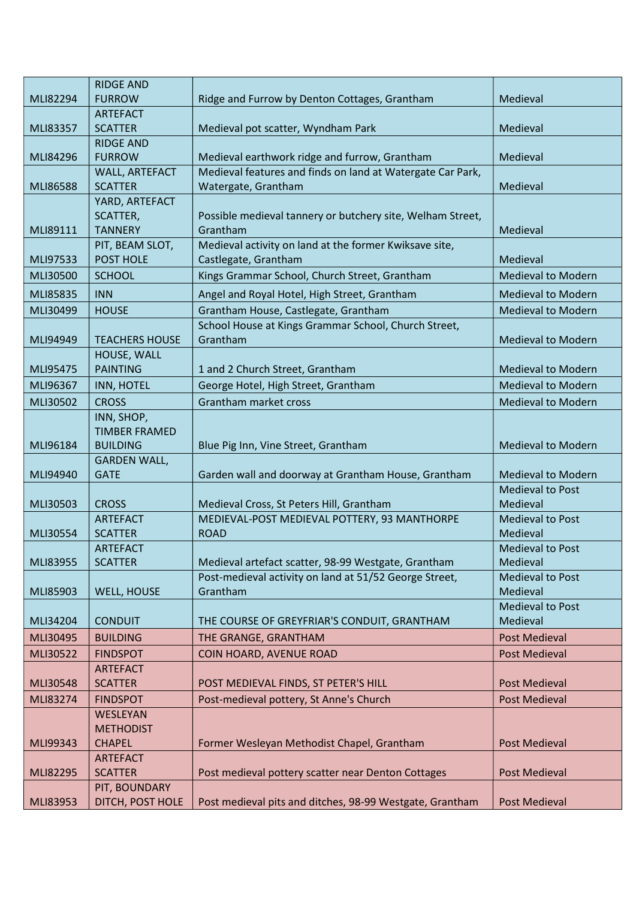| | | | |
|---|---|---|---|
| MLI82294 | RIDGE AND FURROW | Ridge and Furrow by Denton Cottages, Grantham | Medieval |
| MLI83357 | ARTEFACT SCATTER | Medieval pot scatter, Wyndham Park | Medieval |
| MLI84296 | RIDGE AND FURROW | Medieval earthwork ridge and furrow, Grantham | Medieval |
| MLI86588 | WALL, ARTEFACT SCATTER | Medieval features and finds on land at Watergate Car Park, Watergate, Grantham | Medieval |
| MLI89111 | YARD, ARTEFACT SCATTER, TANNERY | Possible medieval tannery or butchery site, Welham Street, Grantham | Medieval |
| MLI97533 | PIT, BEAM SLOT, POST HOLE | Medieval activity on land at the former Kwiksave site, Castlegate, Grantham | Medieval |
| MLI30500 | SCHOOL | Kings Grammar School, Church Street, Grantham | Medieval to Modern |
| MLI85835 | INN | Angel and Royal Hotel, High Street, Grantham | Medieval to Modern |
| MLI30499 | HOUSE | Grantham House, Castlegate, Grantham | Medieval to Modern |
| MLI94949 | TEACHERS HOUSE | School House at Kings Grammar School, Church Street, Grantham | Medieval to Modern |
| MLI95475 | HOUSE, WALL PAINTING | 1 and 2 Church Street, Grantham | Medieval to Modern |
| MLI96367 | INN, HOTEL | George Hotel, High Street, Grantham | Medieval to Modern |
| MLI30502 | CROSS | Grantham market cross | Medieval to Modern |
| MLI96184 | INN, SHOP, TIMBER FRAMED BUILDING | Blue Pig Inn, Vine Street, Grantham | Medieval to Modern |
| MLI94940 | GARDEN WALL, GATE | Garden wall and doorway at Grantham House, Grantham | Medieval to Modern |
| MLI30503 | CROSS | Medieval Cross, St Peters Hill, Grantham | Medieval to Post Medieval |
| MLI30554 | ARTEFACT SCATTER | MEDIEVAL-POST MEDIEVAL POTTERY, 93 MANTHORPE ROAD | Medieval to Post Medieval |
| MLI83955 | ARTEFACT SCATTER | Medieval artefact scatter, 98-99 Westgate, Grantham | Medieval to Post Medieval |
| MLI85903 | WELL, HOUSE | Post-medieval activity on land at 51/52 George Street, Grantham | Medieval to Post Medieval |
| MLI34204 | CONDUIT | THE COURSE OF GREYFRIAR'S CONDUIT, GRANTHAM | Medieval to Post Medieval |
| MLI30495 | BUILDING | THE GRANGE, GRANTHAM | Post Medieval |
| MLI30522 | FINDSPOT | COIN HOARD, AVENUE ROAD | Post Medieval |
| MLI30548 | ARTEFACT SCATTER | POST MEDIEVAL FINDS, ST PETER'S HILL | Post Medieval |
| MLI83274 | FINDSPOT | Post-medieval pottery, St Anne's Church | Post Medieval |
| MLI99343 | WESLEYAN METHODIST CHAPEL | Former Wesleyan Methodist Chapel, Grantham | Post Medieval |
| MLI82295 | ARTEFACT SCATTER | Post medieval pottery scatter near Denton Cottages | Post Medieval |
| MLI83953 | PIT, BOUNDARY DITCH, POST HOLE | Post medieval pits and ditches, 98-99 Westgate, Grantham | Post Medieval |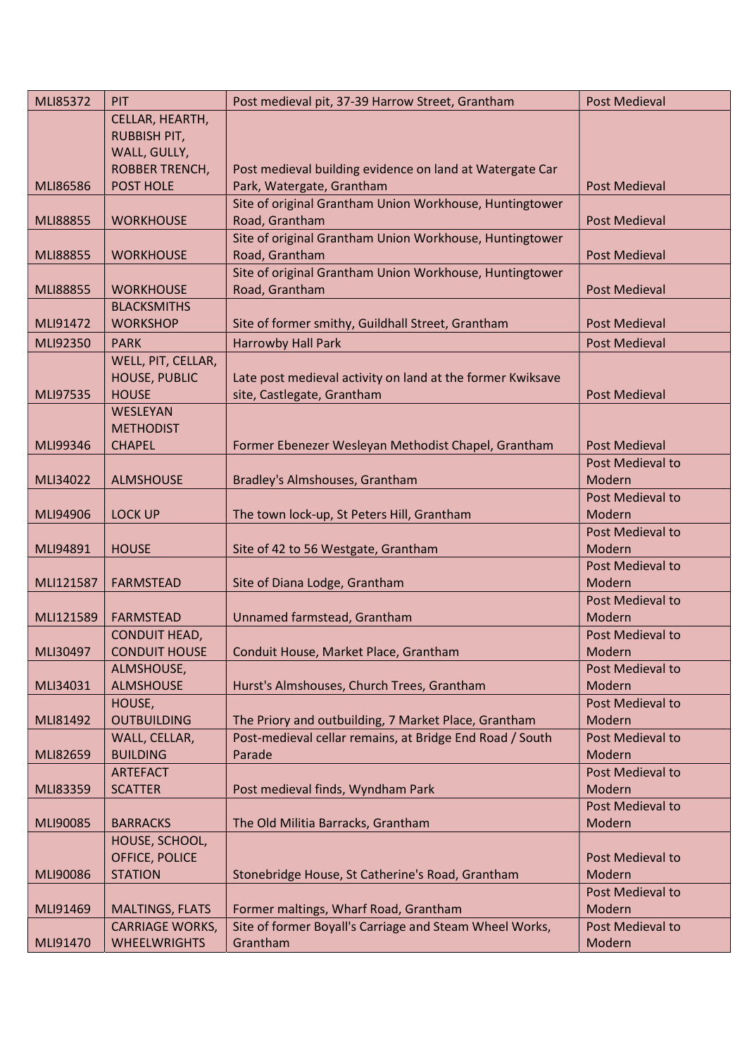| | | | |
|---|---|---|---|
| MLI85372 | PIT | Post medieval pit, 37-39 Harrow Street, Grantham | Post Medieval |
| MLI86586 | CELLAR, HEARTH, RUBBISH PIT, WALL, GULLY, ROBBER TRENCH, POST HOLE | Post medieval building evidence on land at Watergate Car Park, Watergate, Grantham | Post Medieval |
| MLI88855 | WORKHOUSE | Site of original Grantham Union Workhouse, Huntingtower Road, Grantham | Post Medieval |
| MLI88855 | WORKHOUSE | Site of original Grantham Union Workhouse, Huntingtower Road, Grantham | Post Medieval |
| MLI88855 | WORKHOUSE | Site of original Grantham Union Workhouse, Huntingtower Road, Grantham | Post Medieval |
| MLI91472 | BLACKSMITHS WORKSHOP | Site of former smithy, Guildhall Street, Grantham | Post Medieval |
| MLI92350 | PARK | Harrowby Hall Park | Post Medieval |
| MLI97535 | WELL, PIT, CELLAR, HOUSE, PUBLIC HOUSE | Late post medieval activity on land at the former Kwiksave site, Castlegate, Grantham | Post Medieval |
| MLI99346 | WESLEYAN METHODIST CHAPEL | Former Ebenezer Wesleyan Methodist Chapel, Grantham | Post Medieval |
| MLI34022 | ALMSHOUSE | Bradley's Almshouses, Grantham | Post Medieval to Modern |
| MLI94906 | LOCK UP | The town lock-up, St Peters Hill, Grantham | Post Medieval to Modern |
| MLI94891 | HOUSE | Site of 42 to 56 Westgate, Grantham | Post Medieval to Modern |
| MLI121587 | FARMSTEAD | Site of Diana Lodge, Grantham | Post Medieval to Modern |
| MLI121589 | FARMSTEAD | Unnamed farmstead, Grantham | Post Medieval to Modern |
| MLI30497 | CONDUIT HEAD, CONDUIT HOUSE | Conduit House, Market Place, Grantham | Post Medieval to Modern |
| MLI34031 | ALMSHOUSE, ALMSHOUSE | Hurst's Almshouses, Church Trees, Grantham | Post Medieval to Modern |
| MLI81492 | HOUSE, OUTBUILDING | The Priory and outbuilding, 7 Market Place, Grantham | Post Medieval to Modern |
| MLI82659 | WALL, CELLAR, BUILDING | Post-medieval cellar remains, at Bridge End Road / South Parade | Post Medieval to Modern |
| MLI83359 | ARTEFACT SCATTER | Post medieval finds, Wyndham Park | Post Medieval to Modern |
| MLI90085 | BARRACKS | The Old Militia Barracks, Grantham | Post Medieval to Modern |
| MLI90086 | HOUSE, SCHOOL, OFFICE, POLICE STATION | Stonebridge House, St Catherine's Road, Grantham | Post Medieval to Modern |
| MLI91469 | MALTINGS, FLATS | Former maltings, Wharf Road, Grantham | Post Medieval to Modern |
| MLI91470 | CARRIAGE WORKS, WHEELWRIGHTS | Site of former Boyall's Carriage and Steam Wheel Works, Grantham | Post Medieval to Modern |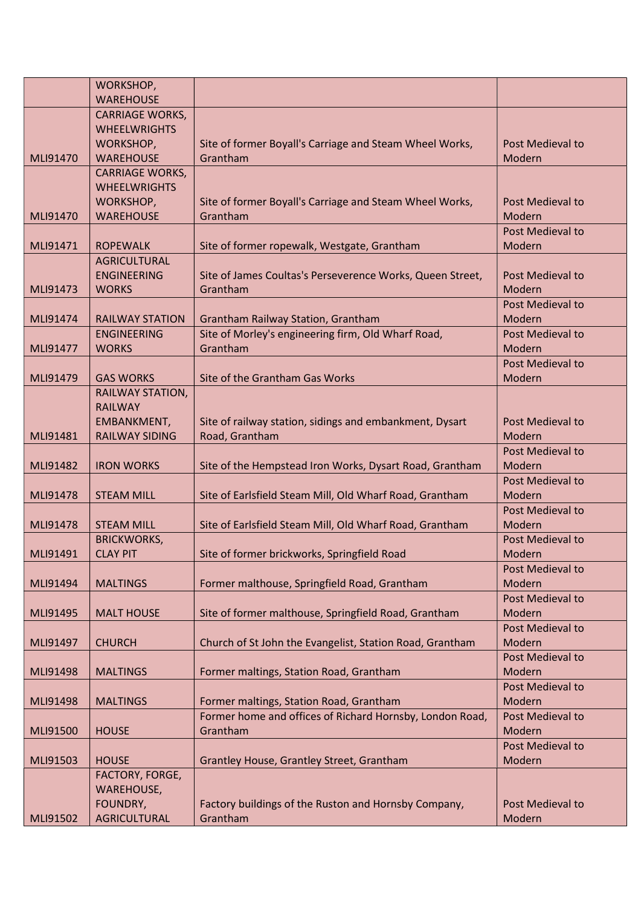| | WORKSHOP, WAREHOUSE | | |
|---|---|---|---|
| MLI91470 | CARRIAGE WORKS, WHEELWRIGHTS WORKSHOP, WAREHOUSE | Site of former Boyall's Carriage and Steam Wheel Works, Grantham | Post Medieval to Modern |
| MLI91470 | CARRIAGE WORKS, WHEELWRIGHTS WORKSHOP, WAREHOUSE | Site of former Boyall's Carriage and Steam Wheel Works, Grantham | Post Medieval to Modern |
| MLI91471 | ROPEWALK | Site of former ropewalk, Westgate, Grantham | Post Medieval to Modern |
| MLI91473 | AGRICULTURAL ENGINEERING WORKS | Site of James Coultas's Perseverence Works, Queen Street, Grantham | Post Medieval to Modern |
| MLI91474 | RAILWAY STATION | Grantham Railway Station, Grantham | Post Medieval to Modern |
| MLI91477 | ENGINEERING WORKS | Site of Morley's engineering firm, Old Wharf Road, Grantham | Post Medieval to Modern |
| MLI91479 | GAS WORKS | Site of the Grantham Gas Works | Post Medieval to Modern |
| MLI91481 | RAILWAY STATION, RAILWAY EMBANKMENT, RAILWAY SIDING | Site of railway station, sidings and embankment, Dysart Road, Grantham | Post Medieval to Modern |
| MLI91482 | IRON WORKS | Site of the Hempstead Iron Works, Dysart Road, Grantham | Post Medieval to Modern |
| MLI91478 | STEAM MILL | Site of Earlsfield Steam Mill, Old Wharf Road, Grantham | Post Medieval to Modern |
| MLI91478 | STEAM MILL | Site of Earlsfield Steam Mill, Old Wharf Road, Grantham | Post Medieval to Modern |
| MLI91491 | BRICKWORKS, CLAY PIT | Site of former brickworks, Springfield Road | Post Medieval to Modern |
| MLI91494 | MALTINGS | Former malthouse, Springfield Road, Grantham | Post Medieval to Modern |
| MLI91495 | MALT HOUSE | Site of former malthouse, Springfield Road, Grantham | Post Medieval to Modern |
| MLI91497 | CHURCH | Church of St John the Evangelist, Station Road, Grantham | Post Medieval to Modern |
| MLI91498 | MALTINGS | Former maltings, Station Road, Grantham | Post Medieval to Modern |
| MLI91498 | MALTINGS | Former maltings, Station Road, Grantham | Post Medieval to Modern |
| MLI91500 | HOUSE | Former home and offices of Richard Hornsby, London Road, Grantham | Post Medieval to Modern |
| MLI91503 | HOUSE | Grantley House, Grantley Street, Grantham | Post Medieval to Modern |
| MLI91502 | FACTORY, FORGE, WAREHOUSE, FOUNDRY, AGRICULTURAL | Factory buildings of the Ruston and Hornsby Company, Grantham | Post Medieval to Modern |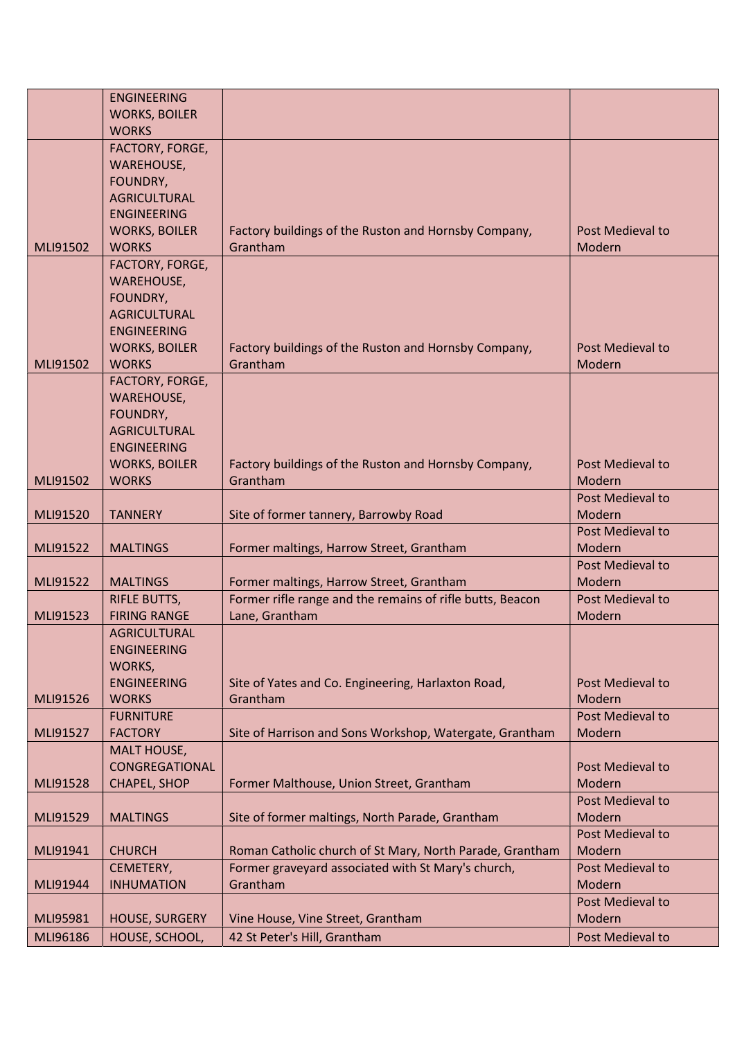|  |  |  |  |
|---|---|---|---|
|  | ENGINEERING WORKS, BOILER WORKS |  |  |
| MLI91502 | FACTORY, FORGE, WAREHOUSE, FOUNDRY, AGRICULTURAL ENGINEERING WORKS, BOILER WORKS | Factory buildings of the Ruston and Hornsby Company, Grantham | Post Medieval to Modern |
| MLI91502 | FACTORY, FORGE, WAREHOUSE, FOUNDRY, AGRICULTURAL ENGINEERING WORKS, BOILER WORKS | Factory buildings of the Ruston and Hornsby Company, Grantham | Post Medieval to Modern |
| MLI91502 | FACTORY, FORGE, WAREHOUSE, FOUNDRY, AGRICULTURAL ENGINEERING WORKS, BOILER WORKS | Factory buildings of the Ruston and Hornsby Company, Grantham | Post Medieval to Modern |
| MLI91520 | TANNERY | Site of former tannery, Barrowby Road | Post Medieval to Modern |
| MLI91522 | MALTINGS | Former maltings, Harrow Street, Grantham | Post Medieval to Modern |
| MLI91522 | MALTINGS | Former maltings, Harrow Street, Grantham | Post Medieval to Modern |
| MLI91523 | RIFLE BUTTS, FIRING RANGE | Former rifle range and the remains of rifle butts, Beacon Lane, Grantham | Post Medieval to Modern |
| MLI91526 | AGRICULTURAL ENGINEERING WORKS, ENGINEERING WORKS | Site of Yates and Co. Engineering, Harlaxton Road, Grantham | Post Medieval to Modern |
| MLI91527 | FURNITURE FACTORY | Site of Harrison and Sons Workshop, Watergate, Grantham | Post Medieval to Modern |
| MLI91528 | MALT HOUSE, CONGREGATIONAL CHAPEL, SHOP | Former Malthouse, Union Street, Grantham | Post Medieval to Modern |
| MLI91529 | MALTINGS | Site of former maltings, North Parade, Grantham | Post Medieval to Modern |
| MLI91941 | CHURCH | Roman Catholic church of St Mary, North Parade, Grantham | Post Medieval to Modern |
| MLI91944 | CEMETERY, INHUMATION | Former graveyard associated with St Mary's church, Grantham | Post Medieval to Modern |
| MLI95981 | HOUSE, SURGERY | Vine House, Vine Street, Grantham | Post Medieval to Modern |
| MLI96186 | HOUSE, SCHOOL, | 42 St Peter's Hill, Grantham | Post Medieval to |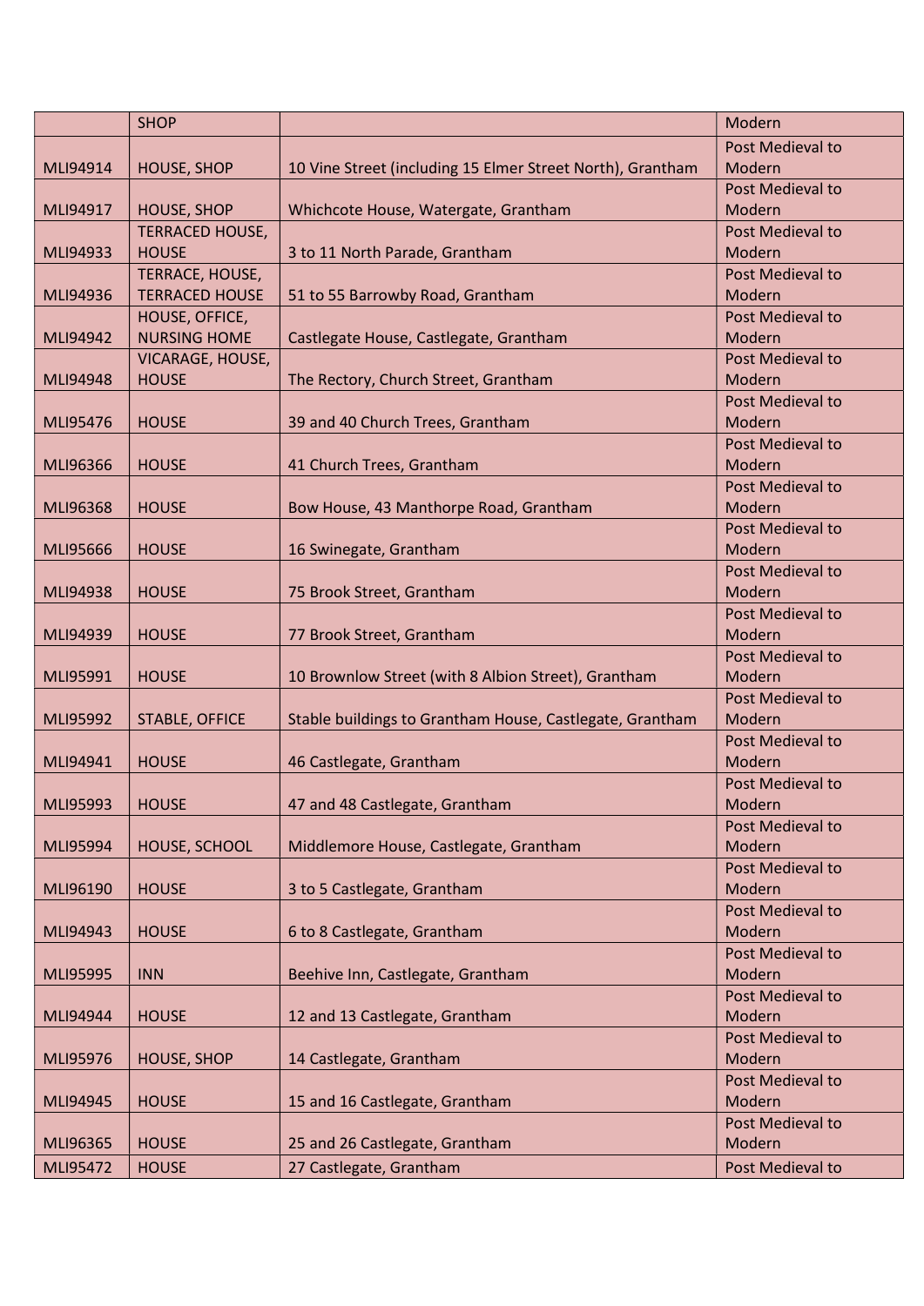|  | SHOP |  | Modern |
|---|---|---|---|
| MLI94914 | HOUSE, SHOP | 10 Vine Street (including 15 Elmer Street North), Grantham | Post Medieval to Modern |
| MLI94917 | HOUSE, SHOP | Whichcote House, Watergate, Grantham | Post Medieval to Modern |
| MLI94933 | TERRACED HOUSE, HOUSE | 3 to 11 North Parade, Grantham | Post Medieval to Modern |
| MLI94936 | TERRACE, HOUSE, TERRACED HOUSE | 51 to 55 Barrowby Road, Grantham | Post Medieval to Modern |
| MLI94942 | HOUSE, OFFICE, NURSING HOME | Castlegate House, Castlegate, Grantham | Post Medieval to Modern |
| MLI94948 | VICARAGE, HOUSE, HOUSE | The Rectory, Church Street, Grantham | Post Medieval to Modern |
| MLI95476 | HOUSE | 39 and 40 Church Trees, Grantham | Post Medieval to Modern |
| MLI96366 | HOUSE | 41 Church Trees, Grantham | Post Medieval to Modern |
| MLI96368 | HOUSE | Bow House, 43 Manthorpe Road, Grantham | Post Medieval to Modern |
| MLI95666 | HOUSE | 16 Swinegate, Grantham | Post Medieval to Modern |
| MLI94938 | HOUSE | 75 Brook Street, Grantham | Post Medieval to Modern |
| MLI94939 | HOUSE | 77 Brook Street, Grantham | Post Medieval to Modern |
| MLI95991 | HOUSE | 10 Brownlow Street (with 8 Albion Street), Grantham | Post Medieval to Modern |
| MLI95992 | STABLE, OFFICE | Stable buildings to Grantham House, Castlegate, Grantham | Post Medieval to Modern |
| MLI94941 | HOUSE | 46 Castlegate, Grantham | Post Medieval to Modern |
| MLI95993 | HOUSE | 47 and 48 Castlegate, Grantham | Post Medieval to Modern |
| MLI95994 | HOUSE, SCHOOL | Middlemore House, Castlegate, Grantham | Post Medieval to Modern |
| MLI96190 | HOUSE | 3 to 5 Castlegate, Grantham | Post Medieval to Modern |
| MLI94943 | HOUSE | 6 to 8 Castlegate, Grantham | Post Medieval to Modern |
| MLI95995 | INN | Beehive Inn, Castlegate, Grantham | Post Medieval to Modern |
| MLI94944 | HOUSE | 12 and 13 Castlegate, Grantham | Post Medieval to Modern |
| MLI95976 | HOUSE, SHOP | 14 Castlegate, Grantham | Post Medieval to Modern |
| MLI94945 | HOUSE | 15 and 16 Castlegate, Grantham | Post Medieval to Modern |
| MLI96365 | HOUSE | 25 and 26 Castlegate, Grantham | Post Medieval to Modern |
| MLI95472 | HOUSE | 27 Castlegate, Grantham | Post Medieval to |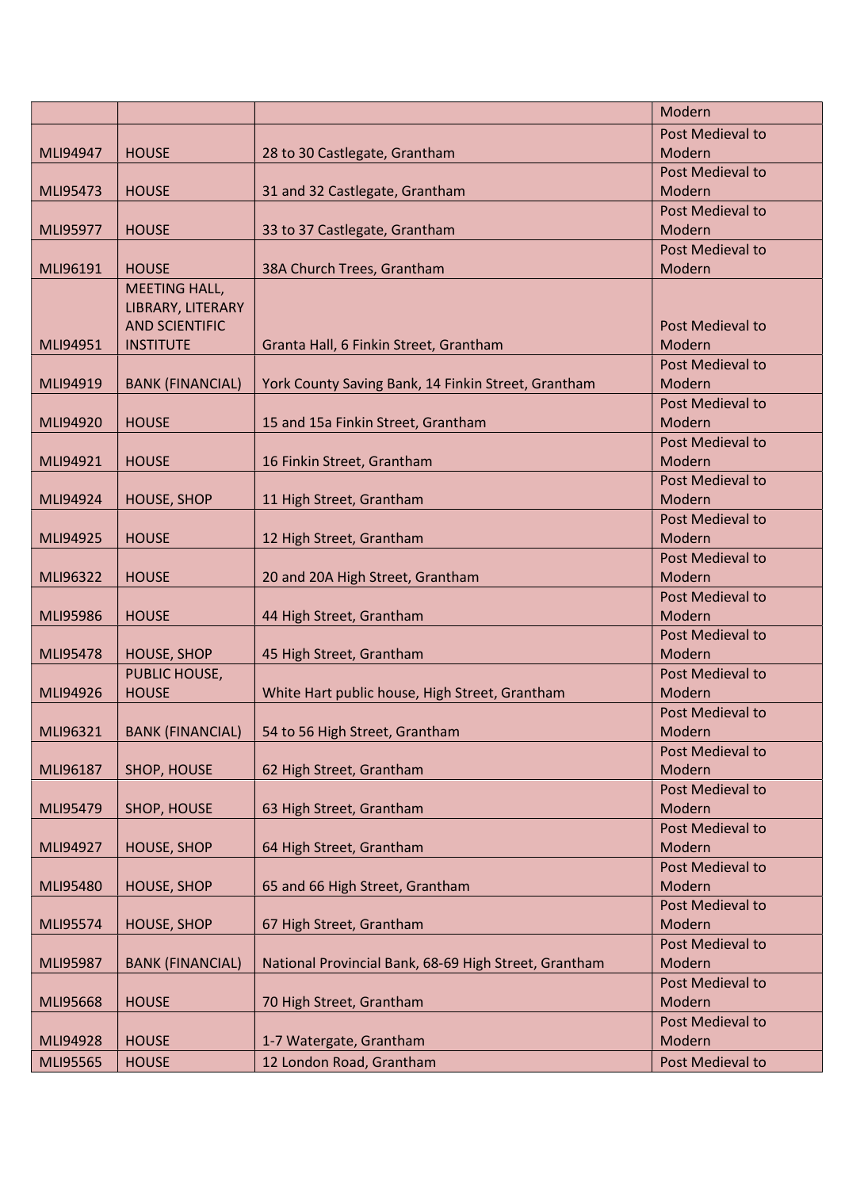| | | | Modern |
|---|---|---|---|
| MLI94947 | HOUSE | 28 to 30 Castlegate, Grantham | Post Medieval to Modern |
| MLI95473 | HOUSE | 31 and 32 Castlegate, Grantham | Post Medieval to Modern |
| MLI95977 | HOUSE | 33 to 37 Castlegate, Grantham | Post Medieval to Modern |
| MLI96191 | HOUSE | 38A Church Trees, Grantham | Post Medieval to Modern |
| MLI94951 | MEETING HALL, LIBRARY, LITERARY AND SCIENTIFIC INSTITUTE | Granta Hall, 6 Finkin Street, Grantham | Post Medieval to Modern |
| MLI94919 | BANK (FINANCIAL) | York County Saving Bank, 14 Finkin Street, Grantham | Post Medieval to Modern |
| MLI94920 | HOUSE | 15 and 15a Finkin Street, Grantham | Post Medieval to Modern |
| MLI94921 | HOUSE | 16 Finkin Street, Grantham | Post Medieval to Modern |
| MLI94924 | HOUSE, SHOP | 11 High Street, Grantham | Post Medieval to Modern |
| MLI94925 | HOUSE | 12 High Street, Grantham | Post Medieval to Modern |
| MLI96322 | HOUSE | 20 and 20A High Street, Grantham | Post Medieval to Modern |
| MLI95986 | HOUSE | 44 High Street, Grantham | Post Medieval to Modern |
| MLI95478 | HOUSE, SHOP | 45 High Street, Grantham | Post Medieval to Modern |
| MLI94926 | PUBLIC HOUSE, HOUSE | White Hart public house, High Street, Grantham | Post Medieval to Modern |
| MLI96321 | BANK (FINANCIAL) | 54 to 56 High Street, Grantham | Post Medieval to Modern |
| MLI96187 | SHOP, HOUSE | 62 High Street, Grantham | Post Medieval to Modern |
| MLI95479 | SHOP, HOUSE | 63 High Street, Grantham | Post Medieval to Modern |
| MLI94927 | HOUSE, SHOP | 64 High Street, Grantham | Post Medieval to Modern |
| MLI95480 | HOUSE, SHOP | 65 and 66 High Street, Grantham | Post Medieval to Modern |
| MLI95574 | HOUSE, SHOP | 67 High Street, Grantham | Post Medieval to Modern |
| MLI95987 | BANK (FINANCIAL) | National Provincial Bank, 68-69 High Street, Grantham | Post Medieval to Modern |
| MLI95668 | HOUSE | 70 High Street, Grantham | Post Medieval to Modern |
| MLI94928 | HOUSE | 1-7 Watergate, Grantham | Post Medieval to Modern |
| MLI95565 | HOUSE | 12 London Road, Grantham | Post Medieval to |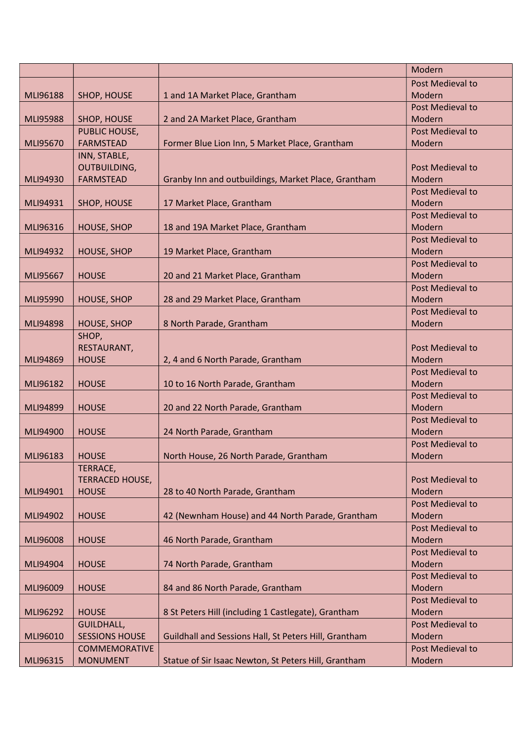| | | | Modern |
|---|---|---|---|
| MLI96188 | SHOP, HOUSE | 1 and 1A Market Place, Grantham | Post Medieval to Modern |
| MLI95988 | SHOP, HOUSE | 2 and 2A Market Place, Grantham | Post Medieval to Modern |
| MLI95670 | PUBLIC HOUSE, FARMSTEAD | Former Blue Lion Inn, 5 Market Place, Grantham | Post Medieval to Modern |
| MLI94930 | INN, STABLE, OUTBUILDING, FARMSTEAD | Granby Inn and outbuildings, Market Place, Grantham | Post Medieval to Modern |
| MLI94931 | SHOP, HOUSE | 17 Market Place, Grantham | Post Medieval to Modern |
| MLI96316 | HOUSE, SHOP | 18 and 19A Market Place, Grantham | Post Medieval to Modern |
| MLI94932 | HOUSE, SHOP | 19 Market Place, Grantham | Post Medieval to Modern |
| MLI95667 | HOUSE | 20 and 21 Market Place, Grantham | Post Medieval to Modern |
| MLI95990 | HOUSE, SHOP | 28 and 29 Market Place, Grantham | Post Medieval to Modern |
| MLI94898 | HOUSE, SHOP | 8 North Parade, Grantham | Post Medieval to Modern |
| MLI94869 | SHOP, RESTAURANT, HOUSE | 2, 4 and 6 North Parade, Grantham | Post Medieval to Modern |
| MLI96182 | HOUSE | 10 to 16 North Parade, Grantham | Post Medieval to Modern |
| MLI94899 | HOUSE | 20 and 22 North Parade, Grantham | Post Medieval to Modern |
| MLI94900 | HOUSE | 24 North Parade, Grantham | Post Medieval to Modern |
| MLI96183 | HOUSE | North House, 26 North Parade, Grantham | Post Medieval to Modern |
| MLI94901 | TERRACE, TERRACED HOUSE, HOUSE | 28 to 40 North Parade, Grantham | Post Medieval to Modern |
| MLI94902 | HOUSE | 42 (Newnham House) and 44 North Parade, Grantham | Post Medieval to Modern |
| MLI96008 | HOUSE | 46 North Parade, Grantham | Post Medieval to Modern |
| MLI94904 | HOUSE | 74 North Parade, Grantham | Post Medieval to Modern |
| MLI96009 | HOUSE | 84 and 86 North Parade, Grantham | Post Medieval to Modern |
| MLI96292 | HOUSE | 8 St Peters Hill (including 1 Castlegate), Grantham | Post Medieval to Modern |
| MLI96010 | GUILDHALL, SESSIONS HOUSE | Guildhall and Sessions Hall, St Peters Hill, Grantham | Post Medieval to Modern |
| MLI96315 | COMMEMORATIVE MONUMENT | Statue of Sir Isaac Newton, St Peters Hill, Grantham | Post Medieval to Modern |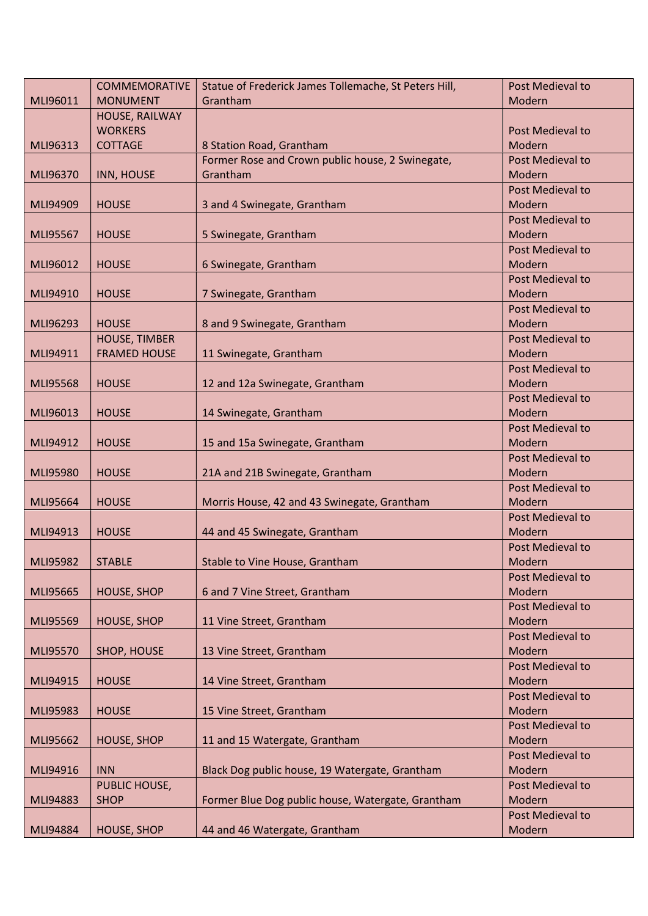| | | | |
|---|---|---|---|
| MLI96011 | COMMEMORATIVE MONUMENT | Statue of Frederick James Tollemache, St Peters Hill, Grantham | Post Medieval to Modern |
| MLI96313 | HOUSE, RAILWAY WORKERS COTTAGE | 8 Station Road, Grantham | Post Medieval to Modern |
| MLI96370 | INN, HOUSE | Former Rose and Crown public house, 2 Swinegate, Grantham | Post Medieval to Modern |
| MLI94909 | HOUSE | 3 and 4 Swinegate, Grantham | Post Medieval to Modern |
| MLI95567 | HOUSE | 5 Swinegate, Grantham | Post Medieval to Modern |
| MLI96012 | HOUSE | 6 Swinegate, Grantham | Post Medieval to Modern |
| MLI94910 | HOUSE | 7 Swinegate, Grantham | Post Medieval to Modern |
| MLI96293 | HOUSE | 8 and 9 Swinegate, Grantham | Post Medieval to Modern |
| MLI94911 | HOUSE, TIMBER FRAMED HOUSE | 11 Swinegate, Grantham | Post Medieval to Modern |
| MLI95568 | HOUSE | 12 and 12a Swinegate, Grantham | Post Medieval to Modern |
| MLI96013 | HOUSE | 14 Swinegate, Grantham | Post Medieval to Modern |
| MLI94912 | HOUSE | 15 and 15a Swinegate, Grantham | Post Medieval to Modern |
| MLI95980 | HOUSE | 21A and 21B Swinegate, Grantham | Post Medieval to Modern |
| MLI95664 | HOUSE | Morris House, 42 and 43 Swinegate, Grantham | Post Medieval to Modern |
| MLI94913 | HOUSE | 44 and 45 Swinegate, Grantham | Post Medieval to Modern |
| MLI95982 | STABLE | Stable to Vine House, Grantham | Post Medieval to Modern |
| MLI95665 | HOUSE, SHOP | 6 and 7 Vine Street, Grantham | Post Medieval to Modern |
| MLI95569 | HOUSE, SHOP | 11 Vine Street, Grantham | Post Medieval to Modern |
| MLI95570 | SHOP, HOUSE | 13 Vine Street, Grantham | Post Medieval to Modern |
| MLI94915 | HOUSE | 14 Vine Street, Grantham | Post Medieval to Modern |
| MLI95983 | HOUSE | 15 Vine Street, Grantham | Post Medieval to Modern |
| MLI95662 | HOUSE, SHOP | 11 and 15 Watergate, Grantham | Post Medieval to Modern |
| MLI94916 | INN | Black Dog public house, 19 Watergate, Grantham | Post Medieval to Modern |
| MLI94883 | PUBLIC HOUSE, SHOP | Former Blue Dog public house, Watergate, Grantham | Post Medieval to Modern |
| MLI94884 | HOUSE, SHOP | 44 and 46 Watergate, Grantham | Post Medieval to Modern |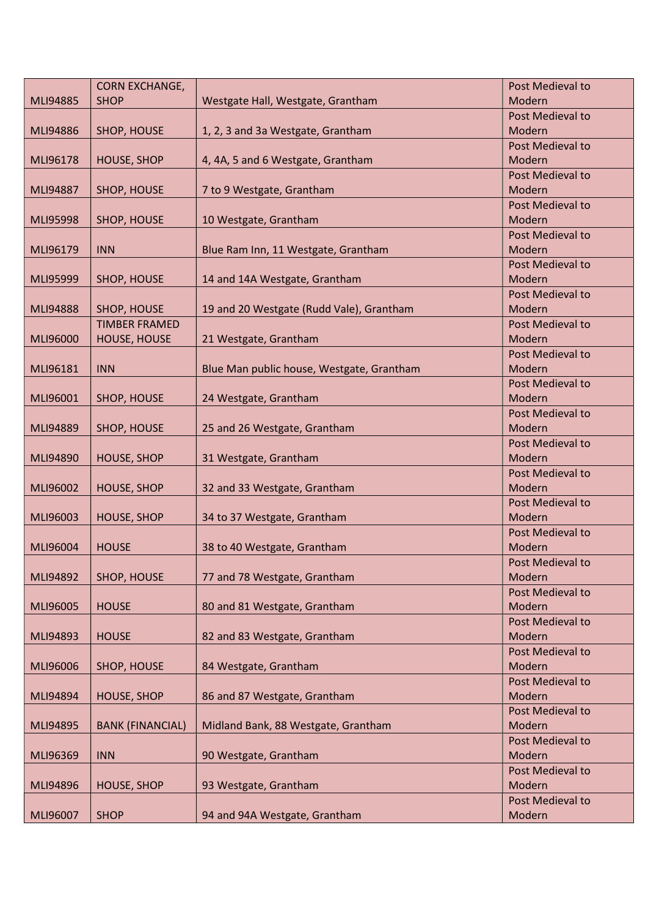| MLI94885 | CORN EXCHANGE, SHOP | Westgate Hall, Westgate, Grantham | Post Medieval to Modern |
|---|---|---|---|
| MLI94886 | SHOP, HOUSE | 1, 2, 3 and 3a Westgate, Grantham | Post Medieval to Modern |
| MLI96178 | HOUSE, SHOP | 4, 4A, 5 and 6 Westgate, Grantham | Post Medieval to Modern |
| MLI94887 | SHOP, HOUSE | 7 to 9 Westgate, Grantham | Post Medieval to Modern |
| MLI95998 | SHOP, HOUSE | 10 Westgate, Grantham | Post Medieval to Modern |
| MLI96179 | INN | Blue Ram Inn, 11 Westgate, Grantham | Post Medieval to Modern |
| MLI95999 | SHOP, HOUSE | 14 and 14A Westgate, Grantham | Post Medieval to Modern |
| MLI94888 | SHOP, HOUSE | 19 and 20 Westgate (Rudd Vale), Grantham | Post Medieval to Modern |
| MLI96000 | TIMBER FRAMED HOUSE, HOUSE | 21 Westgate, Grantham | Post Medieval to Modern |
| MLI96181 | INN | Blue Man public house, Westgate, Grantham | Post Medieval to Modern |
| MLI96001 | SHOP, HOUSE | 24 Westgate, Grantham | Post Medieval to Modern |
| MLI94889 | SHOP, HOUSE | 25 and 26 Westgate, Grantham | Post Medieval to Modern |
| MLI94890 | HOUSE, SHOP | 31 Westgate, Grantham | Post Medieval to Modern |
| MLI96002 | HOUSE, SHOP | 32 and 33 Westgate, Grantham | Post Medieval to Modern |
| MLI96003 | HOUSE, SHOP | 34 to 37 Westgate, Grantham | Post Medieval to Modern |
| MLI96004 | HOUSE | 38 to 40 Westgate, Grantham | Post Medieval to Modern |
| MLI94892 | SHOP, HOUSE | 77 and 78 Westgate, Grantham | Post Medieval to Modern |
| MLI96005 | HOUSE | 80 and 81 Westgate, Grantham | Post Medieval to Modern |
| MLI94893 | HOUSE | 82 and 83 Westgate, Grantham | Post Medieval to Modern |
| MLI96006 | SHOP, HOUSE | 84 Westgate, Grantham | Post Medieval to Modern |
| MLI94894 | HOUSE, SHOP | 86 and 87 Westgate, Grantham | Post Medieval to Modern |
| MLI94895 | BANK (FINANCIAL) | Midland Bank, 88 Westgate, Grantham | Post Medieval to Modern |
| MLI96369 | INN | 90 Westgate, Grantham | Post Medieval to Modern |
| MLI94896 | HOUSE, SHOP | 93 Westgate, Grantham | Post Medieval to Modern |
| MLI96007 | SHOP | 94 and 94A Westgate, Grantham | Post Medieval to Modern |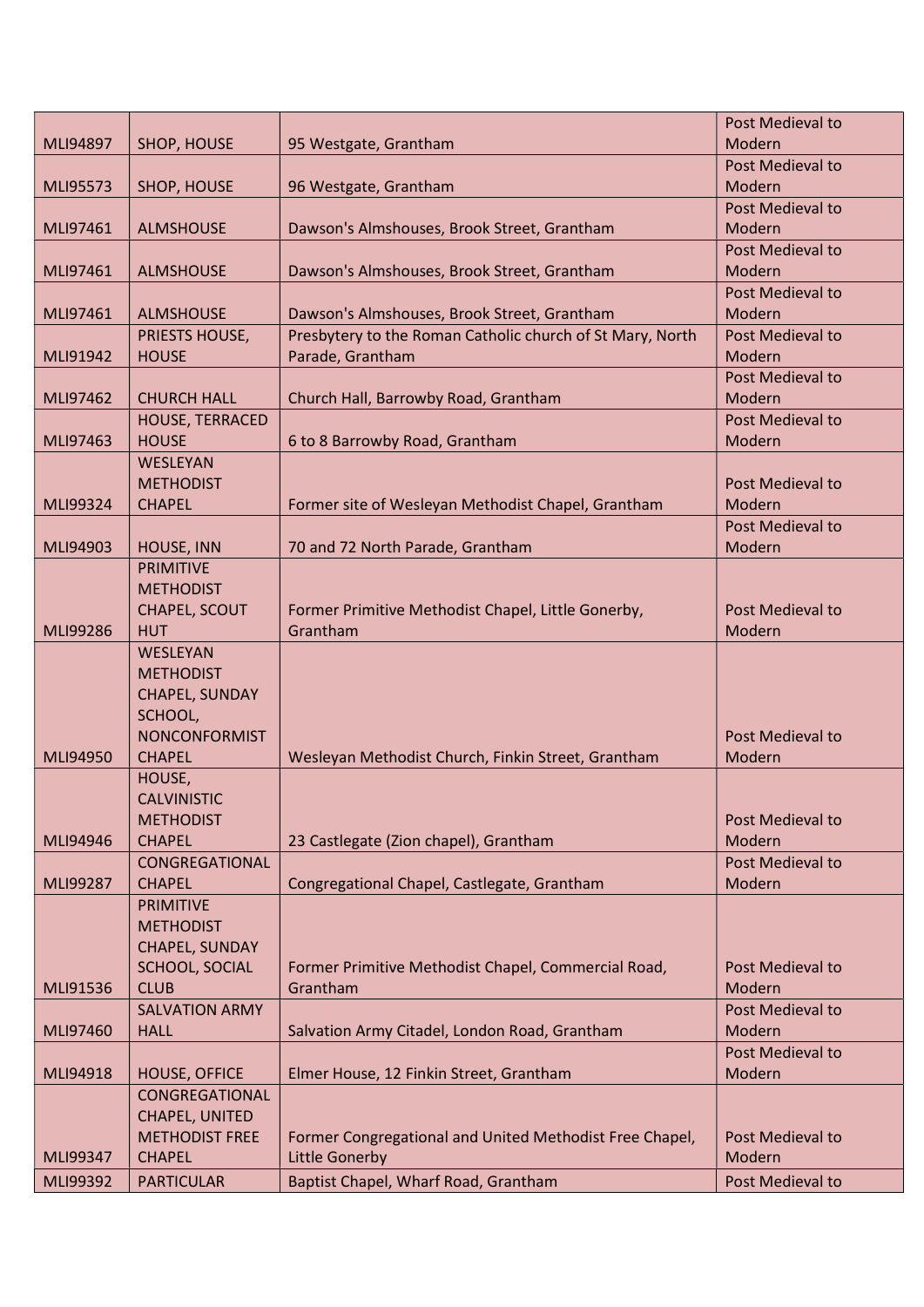| | | | |
|---|---|---|---|
| MLI94897 | SHOP, HOUSE | 95 Westgate, Grantham | Post Medieval to Modern |
| MLI95573 | SHOP, HOUSE | 96 Westgate, Grantham | Post Medieval to Modern |
| MLI97461 | ALMSHOUSE | Dawson's Almshouses, Brook Street, Grantham | Post Medieval to Modern |
| MLI97461 | ALMSHOUSE | Dawson's Almshouses, Brook Street, Grantham | Post Medieval to Modern |
| MLI97461 | ALMSHOUSE | Dawson's Almshouses, Brook Street, Grantham | Post Medieval to Modern |
| MLI91942 | PRIESTS HOUSE, HOUSE | Presbytery to the Roman Catholic church of St Mary, North Parade, Grantham | Post Medieval to Modern |
| MLI97462 | CHURCH HALL | Church Hall, Barrowby Road, Grantham | Post Medieval to Modern |
| MLI97463 | HOUSE, TERRACED HOUSE | 6 to 8 Barrowby Road, Grantham | Post Medieval to Modern |
| MLI99324 | WESLEYAN METHODIST CHAPEL | Former site of Wesleyan Methodist Chapel, Grantham | Post Medieval to Modern |
| MLI94903 | HOUSE, INN | 70 and 72 North Parade, Grantham | Post Medieval to Modern |
| MLI99286 | PRIMITIVE METHODIST CHAPEL, SCOUT HUT | Former Primitive Methodist Chapel, Little Gonerby, Grantham | Post Medieval to Modern |
| MLI94950 | WESLEYAN METHODIST CHAPEL, SUNDAY SCHOOL, NONCONFORMIST CHAPEL | Wesleyan Methodist Church, Finkin Street, Grantham | Post Medieval to Modern |
| MLI94946 | HOUSE, CALVINISTIC METHODIST CHAPEL | 23 Castlegate (Zion chapel), Grantham | Post Medieval to Modern |
| MLI99287 | CONGREGATIONAL CHAPEL | Congregational Chapel, Castlegate, Grantham | Post Medieval to Modern |
| MLI91536 | PRIMITIVE METHODIST CHAPEL, SUNDAY SCHOOL, SOCIAL CLUB | Former Primitive Methodist Chapel, Commercial Road, Grantham | Post Medieval to Modern |
| MLI97460 | SALVATION ARMY HALL | Salvation Army Citadel, London Road, Grantham | Post Medieval to Modern |
| MLI94918 | HOUSE, OFFICE | Elmer House, 12 Finkin Street, Grantham | Post Medieval to Modern |
| MLI99347 | CONGREGATIONAL CHAPEL, UNITED METHODIST FREE CHAPEL | Former Congregational and United Methodist Free Chapel, Little Gonerby | Post Medieval to Modern |
| MLI99392 | PARTICULAR | Baptist Chapel, Wharf Road, Grantham | Post Medieval to |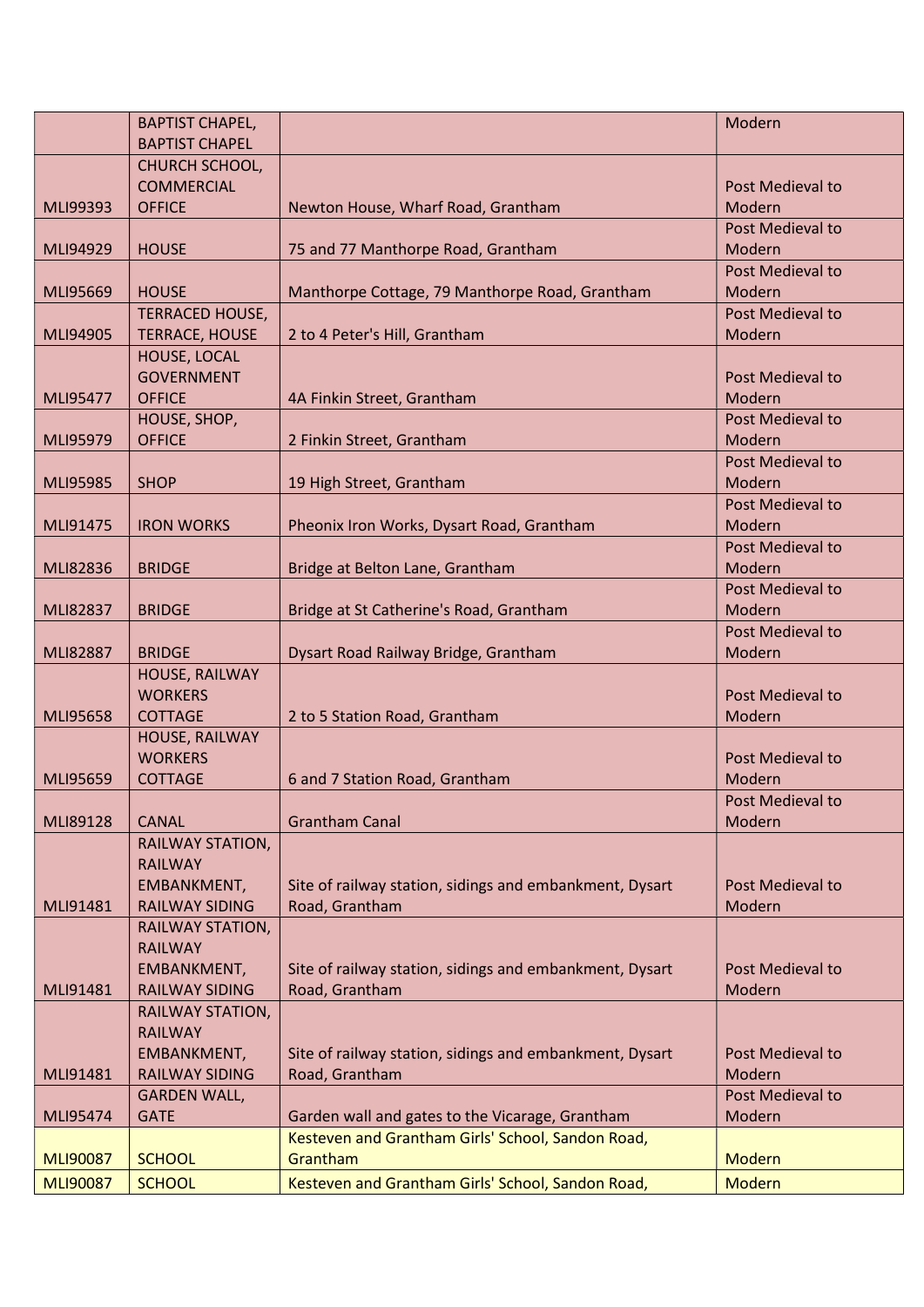| | | | |
|---|---|---|---|
| | BAPTIST CHAPEL, BAPTIST CHAPEL | | Modern |
| MLI99393 | CHURCH SCHOOL, COMMERCIAL OFFICE | Newton House, Wharf Road, Grantham | Post Medieval to Modern |
| MLI94929 | HOUSE | 75 and 77 Manthorpe Road, Grantham | Post Medieval to Modern |
| MLI95669 | HOUSE | Manthorpe Cottage, 79 Manthorpe Road, Grantham | Post Medieval to Modern |
| MLI94905 | TERRACED HOUSE, TERRACE, HOUSE | 2 to 4 Peter's Hill, Grantham | Post Medieval to Modern |
| MLI95477 | HOUSE, LOCAL GOVERNMENT OFFICE | 4A Finkin Street, Grantham | Post Medieval to Modern |
| MLI95979 | HOUSE, SHOP, OFFICE | 2 Finkin Street, Grantham | Post Medieval to Modern |
| MLI95985 | SHOP | 19 High Street, Grantham | Post Medieval to Modern |
| MLI91475 | IRON WORKS | Pheonix Iron Works, Dysart Road, Grantham | Post Medieval to Modern |
| MLI82836 | BRIDGE | Bridge at Belton Lane, Grantham | Post Medieval to Modern |
| MLI82837 | BRIDGE | Bridge at St Catherine's Road, Grantham | Post Medieval to Modern |
| MLI82887 | BRIDGE | Dysart Road Railway Bridge, Grantham | Post Medieval to Modern |
| MLI95658 | HOUSE, RAILWAY WORKERS COTTAGE | 2 to 5 Station Road, Grantham | Post Medieval to Modern |
| MLI95659 | HOUSE, RAILWAY WORKERS COTTAGE | 6 and 7 Station Road, Grantham | Post Medieval to Modern |
| MLI89128 | CANAL | Grantham Canal | Post Medieval to Modern |
| MLI91481 | RAILWAY STATION, RAILWAY EMBANKMENT, RAILWAY SIDING | Site of railway station, sidings and embankment, Dysart Road, Grantham | Post Medieval to Modern |
| MLI91481 | RAILWAY STATION, RAILWAY EMBANKMENT, RAILWAY SIDING | Site of railway station, sidings and embankment, Dysart Road, Grantham | Post Medieval to Modern |
| MLI91481 | RAILWAY STATION, RAILWAY EMBANKMENT, RAILWAY SIDING | Site of railway station, sidings and embankment, Dysart Road, Grantham | Post Medieval to Modern |
| MLI95474 | GARDEN WALL, GATE | Garden wall and gates to the Vicarage, Grantham | Post Medieval to Modern |
| MLI90087 | SCHOOL | Kesteven and Grantham Girls' School, Sandon Road, Grantham | Modern |
| MLI90087 | SCHOOL | Kesteven and Grantham Girls' School, Sandon Road, | Modern |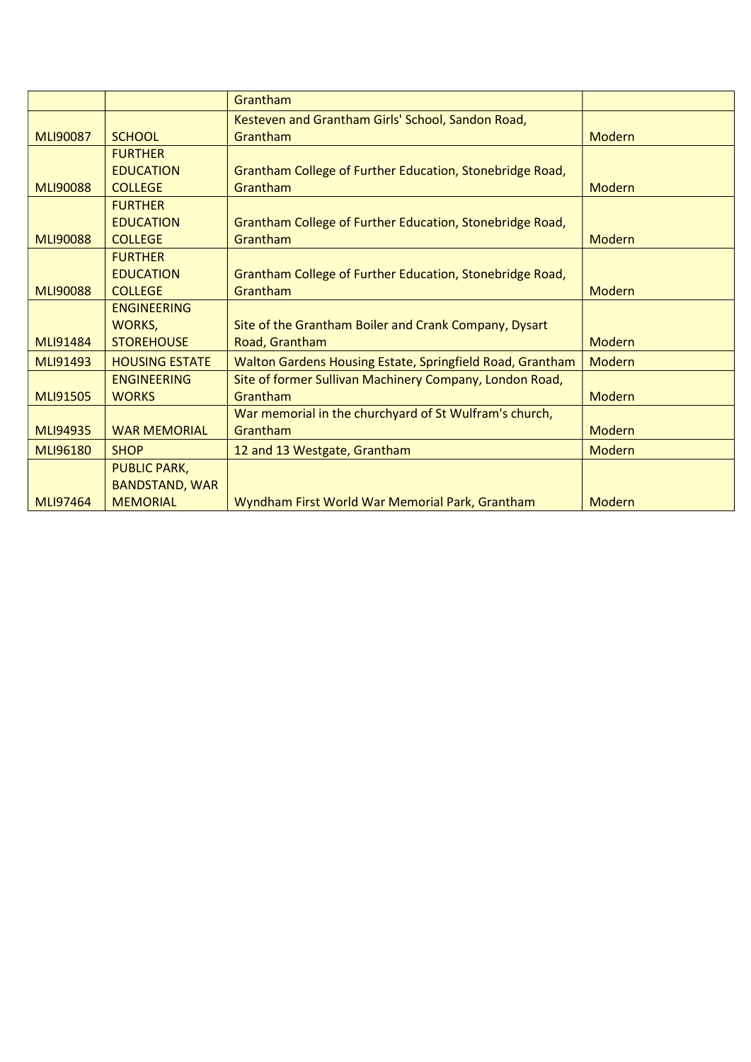| | | | |
|---|---|---|---|
| | | Grantham | |
| MLI90087 | SCHOOL | Kesteven and Grantham Girls' School, Sandon Road, Grantham | Modern |
| MLI90088 | FURTHER EDUCATION COLLEGE | Grantham College of Further Education, Stonebridge Road, Grantham | Modern |
| MLI90088 | FURTHER EDUCATION COLLEGE | Grantham College of Further Education, Stonebridge Road, Grantham | Modern |
| MLI90088 | FURTHER EDUCATION COLLEGE | Grantham College of Further Education, Stonebridge Road, Grantham | Modern |
| MLI91484 | ENGINEERING WORKS, STOREHOUSE | Site of the Grantham Boiler and Crank Company, Dysart Road, Grantham | Modern |
| MLI91493 | HOUSING ESTATE | Walton Gardens Housing Estate, Springfield Road, Grantham | Modern |
| MLI91505 | ENGINEERING WORKS | Site of former Sullivan Machinery Company, London Road, Grantham | Modern |
| MLI94935 | WAR MEMORIAL | War memorial in the churchyard of St Wulfram's church, Grantham | Modern |
| MLI96180 | SHOP | 12 and 13 Westgate, Grantham | Modern |
| MLI97464 | PUBLIC PARK, BANDSTAND, WAR MEMORIAL | Wyndham First World War Memorial Park, Grantham | Modern |